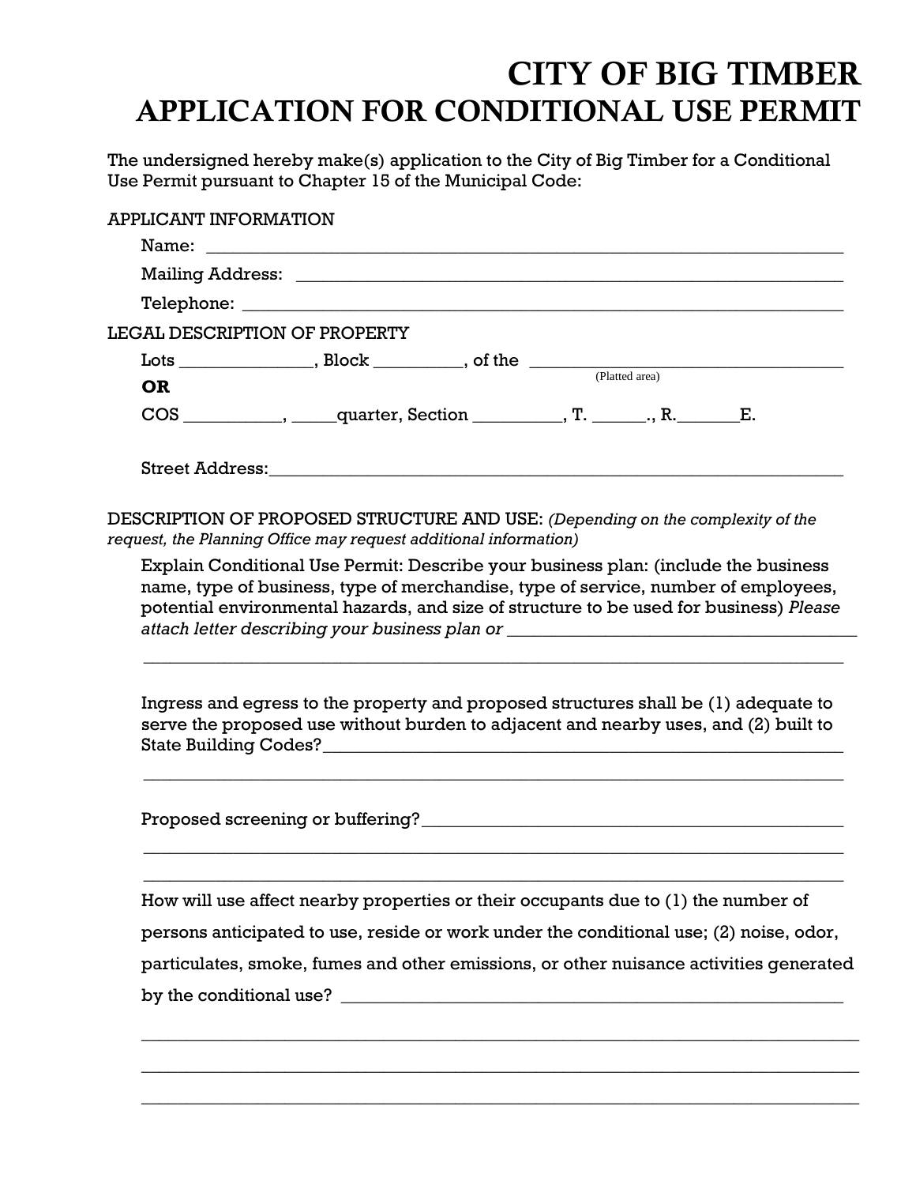# CITY OF BIG TIMBER
# APPLICATION FOR CONDITIONAL USE PERMIT

The undersigned hereby make(s) application to the City of Big Timber for a Conditional Use Permit pursuant to Chapter 15 of the Municipal Code:

APPLICANT INFORMATION

Name: ______________________________________________________________________

Mailing Address: _____________________________________________________________

Telephone: __________________________________________________________________

LEGAL DESCRIPTION OF PROPERTY

Lots _______________, Block __________, of the ____________________________________
(Platted area)

**OR**

COS ___________, _____quarter, Section __________, T. ______., R._______E.

Street Address:_______________________________________________________________

DESCRIPTION OF PROPOSED STRUCTURE AND USE: *(Depending on the complexity of the request, the Planning Office may request additional information)*

Explain Conditional Use Permit: Describe your business plan: (include the business name, type of business, type of merchandise, type of service, number of employees, potential environmental hazards, and size of structure to be used for business) *Please attach letter describing your business plan or* ______________________________________

______________________________________________________________________________

Ingress and egress to the property and proposed structures shall be (1) adequate to serve the proposed use without burden to adjacent and nearby uses, and (2) built to State Building Codes?_____________________________________________________________

______________________________________________________________________________

Proposed screening or buffering?__________________________________________________

______________________________________________________________________________

______________________________________________________________________________

How will use affect nearby properties or their occupants due to (1) the number of persons anticipated to use, reside or work under the conditional use; (2) noise, odor, particulates, smoke, fumes and other emissions, or other nuisance activities generated by the conditional use? ____________________________________________________________

______________________________________________________________________________

______________________________________________________________________________

______________________________________________________________________________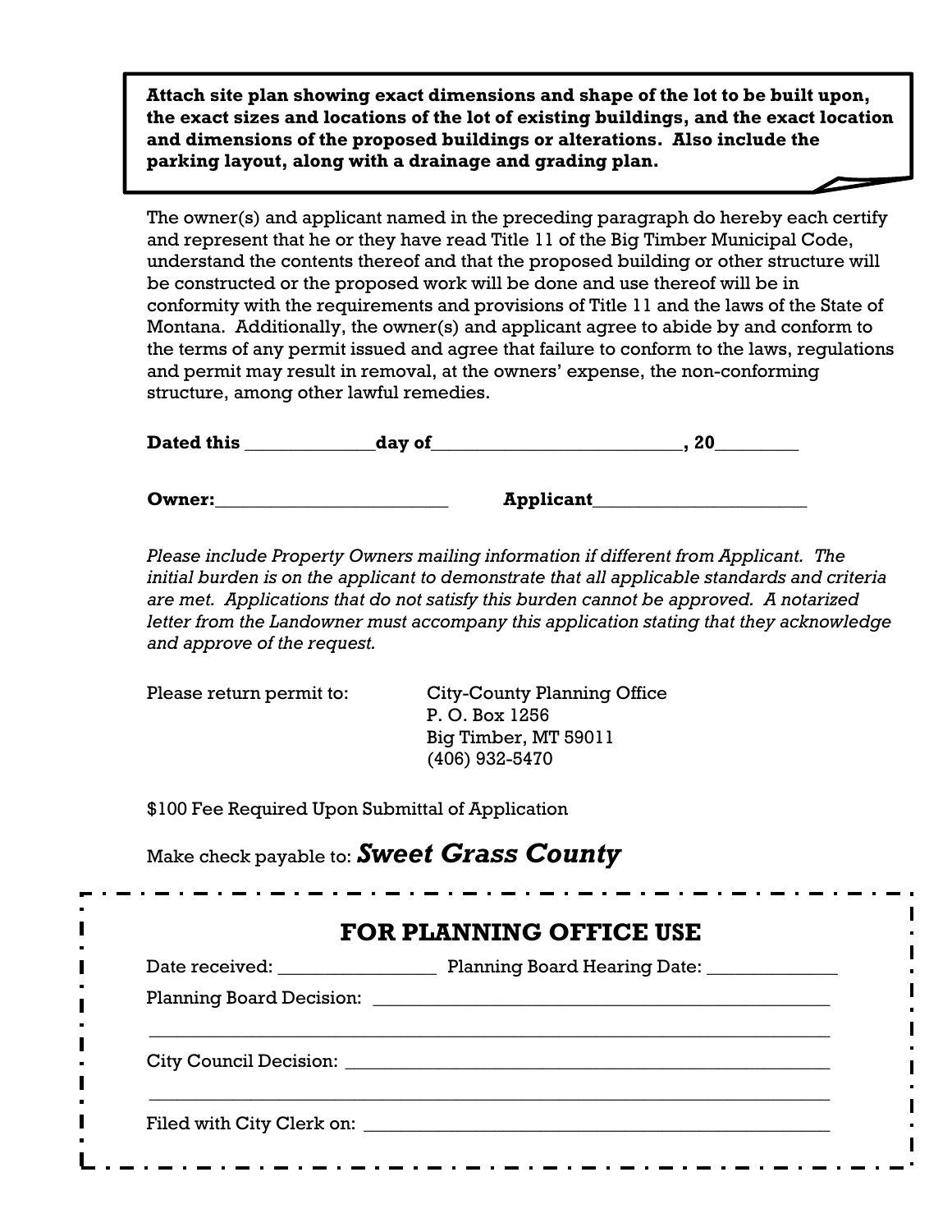**Attach site plan showing exact dimensions and shape of the lot to be built upon, the exact sizes and locations of the lot of existing buildings, and the exact location and dimensions of the proposed buildings or alterations. Also include the parking layout, along with a drainage and grading plan.**

The owner(s) and applicant named in the preceding paragraph do hereby each certify and represent that he or they have read Title 11 of the Big Timber Municipal Code, understand the contents thereof and that the proposed building or other structure will be constructed or the proposed work will be done and use thereof will be in conformity with the requirements and provisions of Title 11 and the laws of the State of Montana. Additionally, the owner(s) and applicant agree to abide by and conform to the terms of any permit issued and agree that failure to conform to the laws, regulations and permit may result in removal, at the owners' expense, the non-conforming structure, among other lawful remedies.

**Dated this \_\_\_\_\_\_\_\_\_\_\_\_\_\_day of\_\_\_\_\_\_\_\_\_\_\_\_\_\_\_\_\_\_\_\_\_\_\_\_\_\_\_, 20\_\_\_\_\_\_\_\_\_**

**Owner:**\_\_\_\_\_\_\_\_\_\_\_\_\_\_\_\_\_\_\_\_\_\_\_\_\_ **Applicant**\_\_\_\_\_\_\_\_\_\_\_\_\_\_\_\_\_\_\_\_\_\_\_

*Please include Property Owners mailing information if different from Applicant. The initial burden is on the applicant to demonstrate that all applicable standards and criteria are met. Applications that do not satisfy this burden cannot be approved. A notarized letter from the Landowner must accompany this application stating that they acknowledge and approve of the request.*

Please return permit to:

City-County Planning Office
P. O. Box 1256
Big Timber, MT 59011
(406) 932-5470

$100 Fee Required Upon Submittal of Application

Make check payable to: ***Sweet Grass County***

## FOR PLANNING OFFICE USE

Date received: \_\_\_\_\_\_\_\_\_\_\_\_\_\_\_\_ Planning Board Hearing Date: \_\_\_\_\_\_\_\_\_\_\_\_\_\_

Planning Board Decision: \_\_\_\_\_\_\_\_\_\_\_\_\_\_\_\_\_\_\_\_\_\_\_\_\_\_\_\_\_\_\_\_\_\_\_\_\_\_\_\_\_\_\_\_\_\_\_\_\_\_

\_\_\_\_\_\_\_\_\_\_\_\_\_\_\_\_\_\_\_\_\_\_\_\_\_\_\_\_\_\_\_\_\_\_\_\_\_\_\_\_\_\_\_\_\_\_\_\_\_\_\_\_\_\_\_\_\_\_\_\_\_\_\_\_\_\_\_\_\_\_\_\_

City Council Decision: \_\_\_\_\_\_\_\_\_\_\_\_\_\_\_\_\_\_\_\_\_\_\_\_\_\_\_\_\_\_\_\_\_\_\_\_\_\_\_\_\_\_\_\_\_\_\_\_\_\_\_\_\_

\_\_\_\_\_\_\_\_\_\_\_\_\_\_\_\_\_\_\_\_\_\_\_\_\_\_\_\_\_\_\_\_\_\_\_\_\_\_\_\_\_\_\_\_\_\_\_\_\_\_\_\_\_\_\_\_\_\_\_\_\_\_\_\_\_\_\_\_\_\_\_\_

Filed with City Clerk on: \_\_\_\_\_\_\_\_\_\_\_\_\_\_\_\_\_\_\_\_\_\_\_\_\_\_\_\_\_\_\_\_\_\_\_\_\_\_\_\_\_\_\_\_\_\_\_\_\_\_\_